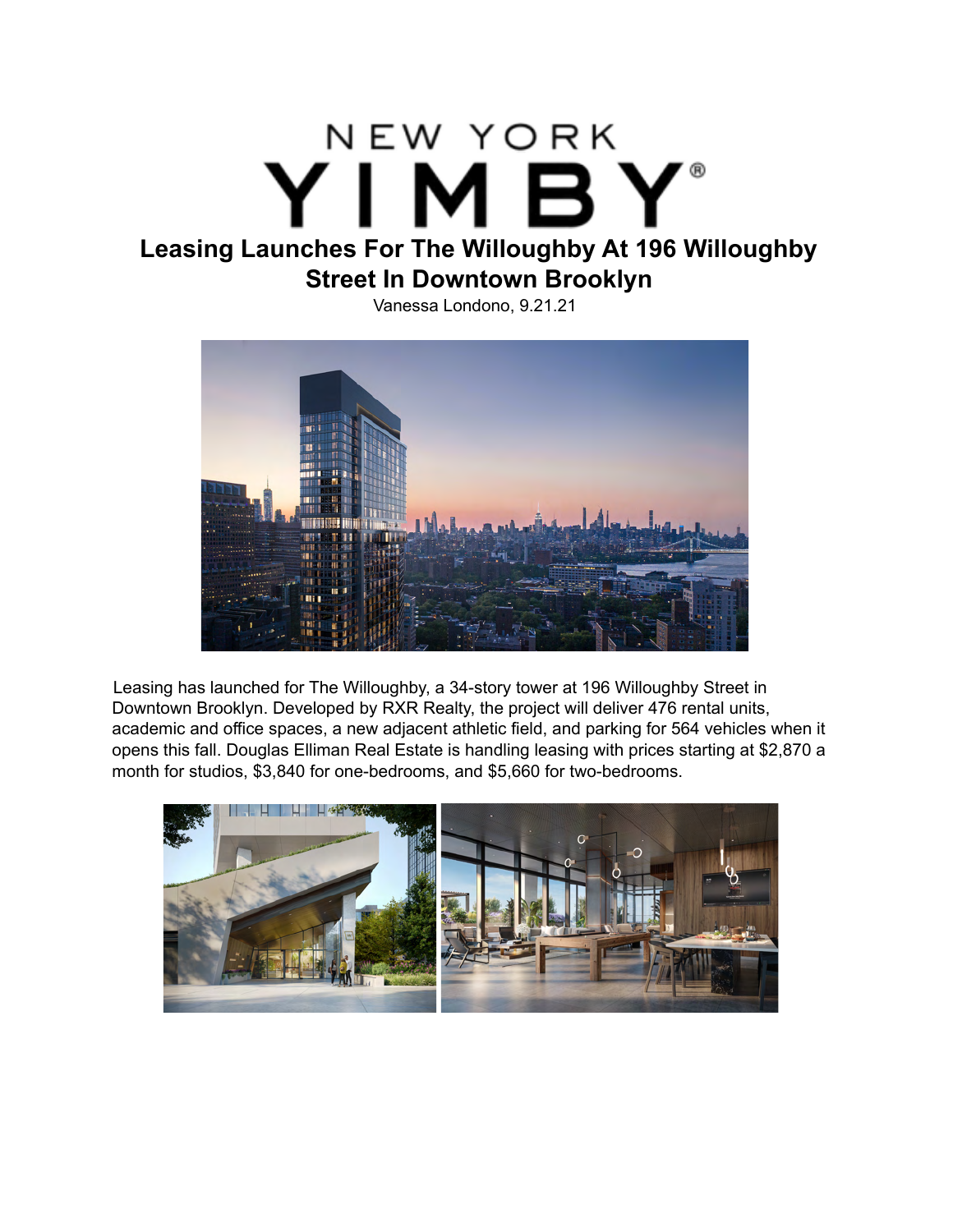NEW YORK

# YIMBY

## Leasing Launches For The Willoughby At 196 Willoughby Street In Downtown Brooklyn

Vanessa Londono, 9.21.21

Leasing has launched for The Willoughby, a 34-story tower at 196 Willoughby Street in Downtown Brooklyn. Developed by RXR Realty, the project will deliver 476 rental units, academic and office spaces, a new adjacent athletic field, and parking for 564 vehicles when it opens this fall. Douglas Elliman Real Estate is handling leasing with prices starting at $2,870 a month for studios, $3,840 for one-bedrooms, and $5,660 for two-bedrooms.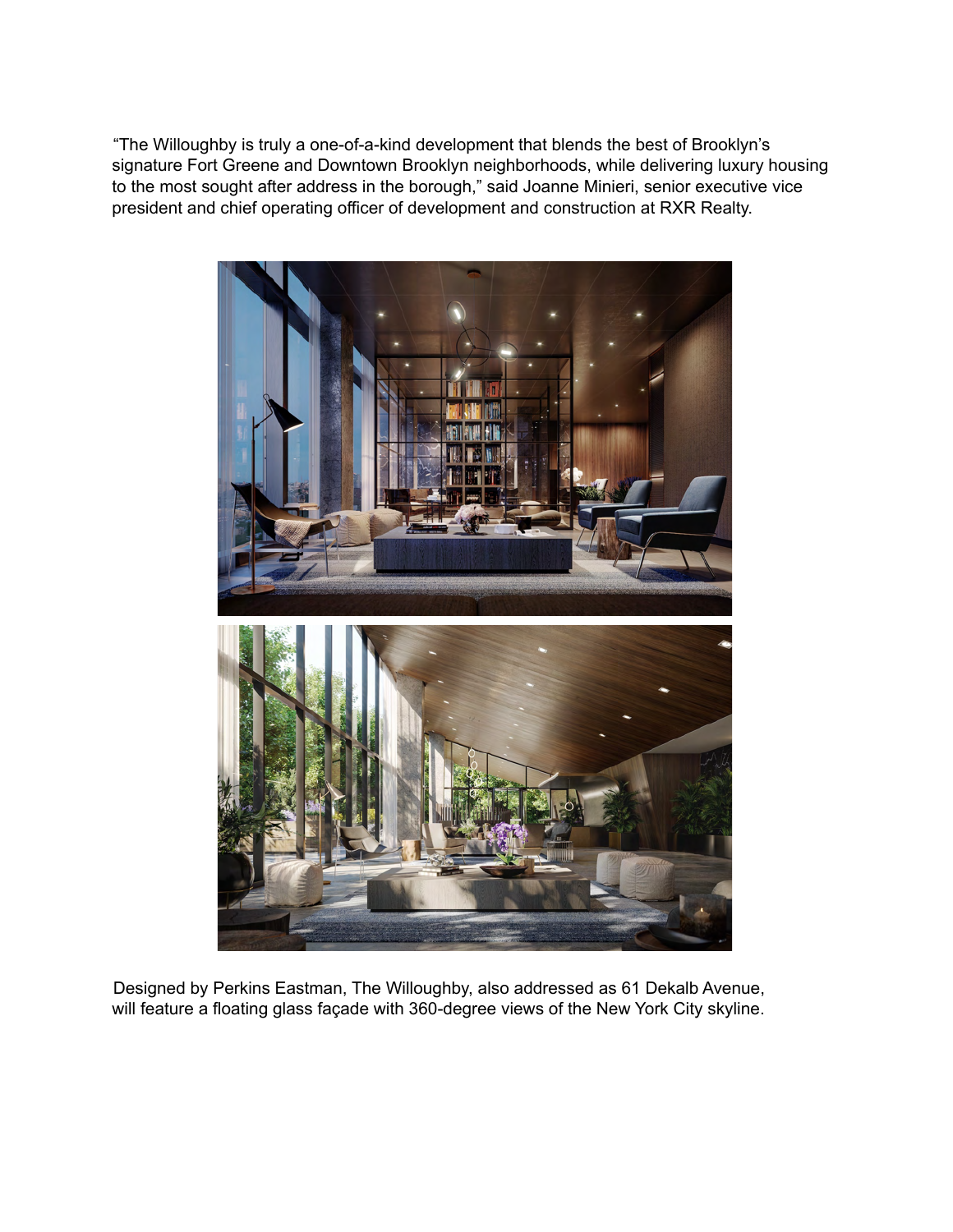"The Willoughby is truly a one-of-a-kind development that blends the best of Brooklyn's signature Fort Greene and Downtown Brooklyn neighborhoods, while delivering luxury housing to the most sought after address in the borough," said Joanne Minieri, senior executive vice president and chief operating officer of development and construction at RXR Realty.

Designed by Perkins Eastman, The Willoughby, also addressed as 61 Dekalb Avenue, will feature a floating glass façade with 360-degree views of the New York City skyline.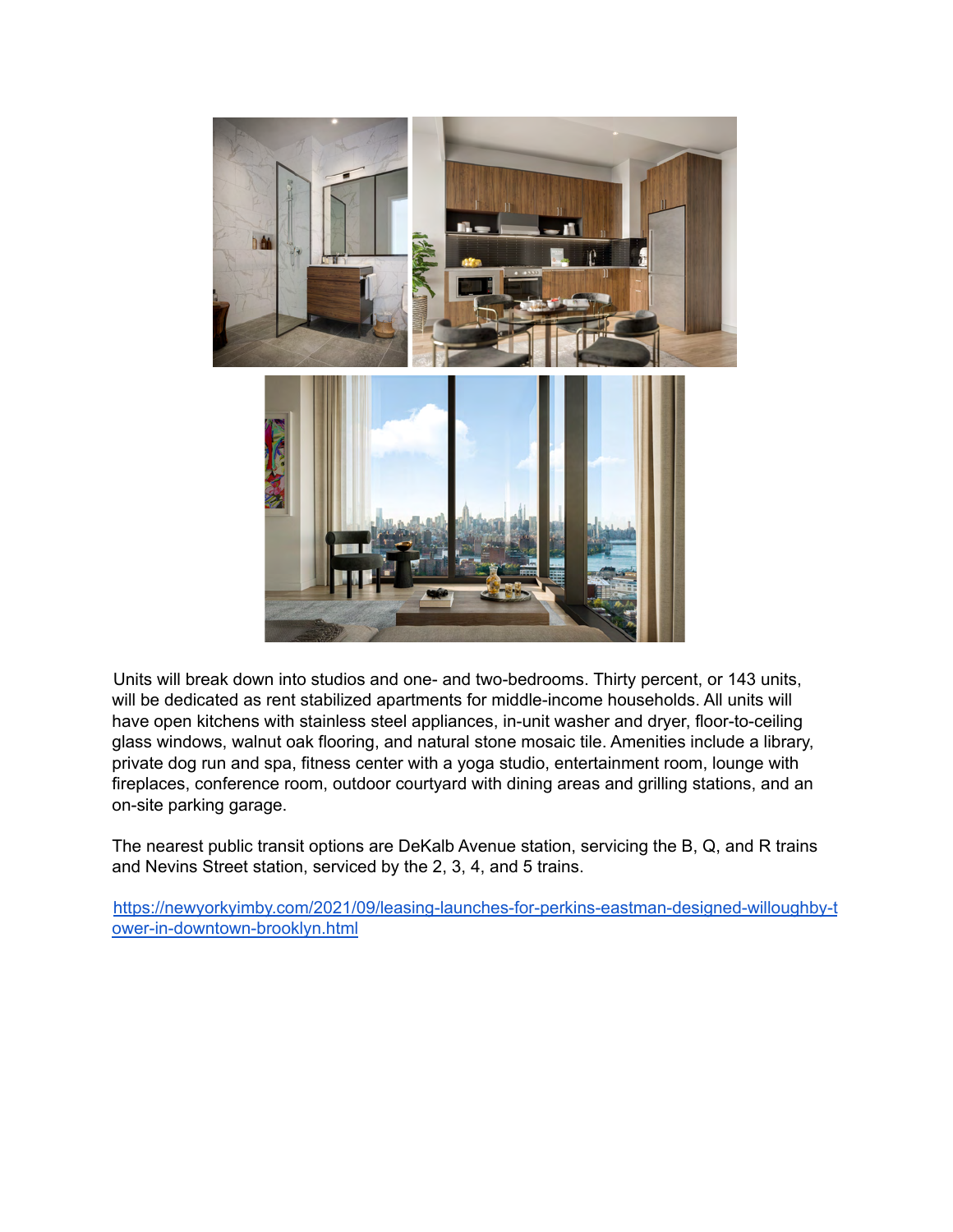Units will break down into studios and one- and two-bedrooms. Thirty percent, or 143 units, will be dedicated as rent stabilized apartments for middle-income households. All units will have open kitchens with stainless steel appliances, in-unit washer and dryer, floor-to-ceiling glass windows, walnut oak flooring, and natural stone mosaic tile. Amenities include a library, private dog run and spa, fitness center with a yoga studio, entertainment room, lounge with fireplaces, conference room, outdoor courtyard with dining areas and grilling stations, and an on-site parking garage.

The nearest public transit options are DeKalb Avenue station, servicing the B, Q, and R trains and Nevins Street station, serviced by the 2, 3, 4, and 5 trains.

https://newyorkyimby.com/2021/09/leasing-launches-for-perkins-eastman-designed-willoughby-tower-in-downtown-brooklyn.html